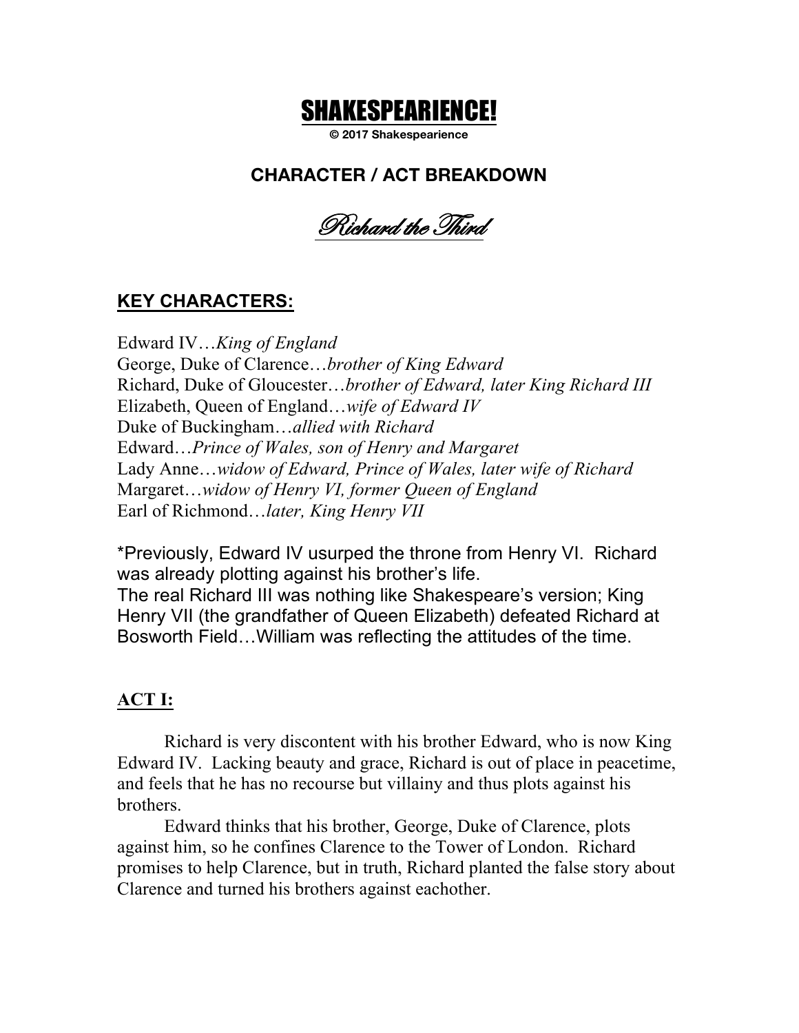# SHAKESPEARIENCE!

**© 2017 Shakespearience**

## CHARACTER / ACT BREAKDOWN

## *Richard the Third*

### KEY CHARACTERS:

Edward IV…*King of England*
George, Duke of Clarence…*brother of King Edward*
Richard, Duke of Gloucester…*brother of Edward, later King Richard III*
Elizabeth, Queen of England…*wife of Edward IV*
Duke of Buckingham…*allied with Richard*
Edward…*Prince of Wales, son of Henry and Margaret*
Lady Anne…*widow of Edward, Prince of Wales, later wife of Richard*
Margaret…*widow of Henry VI, former Queen of England*
Earl of Richmond…*later, King Henry VII*

*Previously, Edward IV usurped the throne from Henry VI. Richard was already plotting against his brother's life.
The real Richard III was nothing like Shakespeare's version; King Henry VII (the grandfather of Queen Elizabeth) defeated Richard at Bosworth Field…William was reflecting the attitudes of the time.

### ACT I:

Richard is very discontent with his brother Edward, who is now King Edward IV. Lacking beauty and grace, Richard is out of place in peacetime, and feels that he has no recourse but villainy and thus plots against his brothers.

Edward thinks that his brother, George, Duke of Clarence, plots against him, so he confines Clarence to the Tower of London. Richard promises to help Clarence, but in truth, Richard planted the false story about Clarence and turned his brothers against eachother.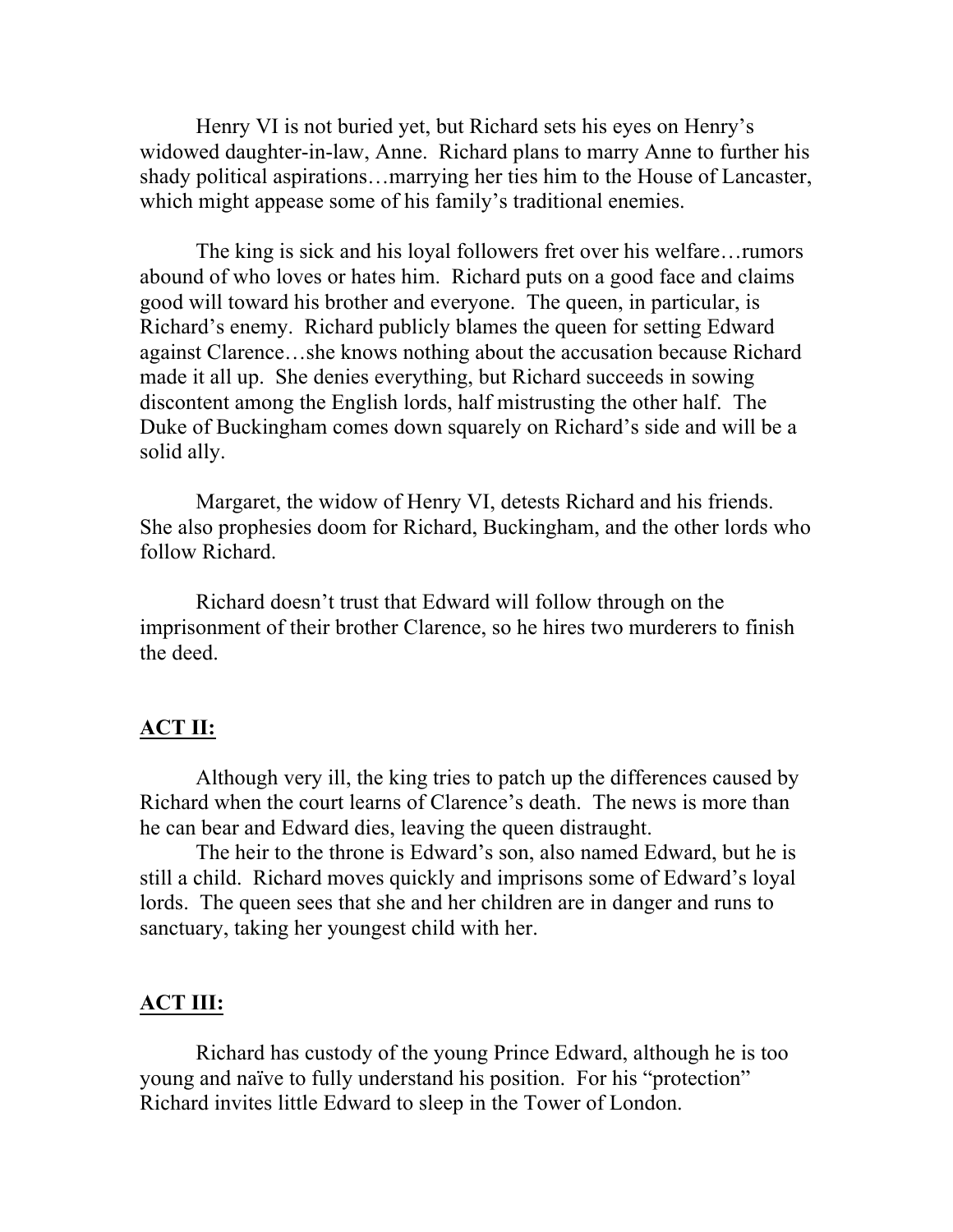Henry VI is not buried yet, but Richard sets his eyes on Henry's widowed daughter-in-law, Anne. Richard plans to marry Anne to further his shady political aspirations…marrying her ties him to the House of Lancaster, which might appease some of his family's traditional enemies.

The king is sick and his loyal followers fret over his welfare…rumors abound of who loves or hates him. Richard puts on a good face and claims good will toward his brother and everyone. The queen, in particular, is Richard's enemy. Richard publicly blames the queen for setting Edward against Clarence…she knows nothing about the accusation because Richard made it all up. She denies everything, but Richard succeeds in sowing discontent among the English lords, half mistrusting the other half. The Duke of Buckingham comes down squarely on Richard's side and will be a solid ally.

Margaret, the widow of Henry VI, detests Richard and his friends. She also prophesies doom for Richard, Buckingham, and the other lords who follow Richard.

Richard doesn't trust that Edward will follow through on the imprisonment of their brother Clarence, so he hires two murderers to finish the deed.

## ACT II:

Although very ill, the king tries to patch up the differences caused by Richard when the court learns of Clarence's death. The news is more than he can bear and Edward dies, leaving the queen distraught.

The heir to the throne is Edward's son, also named Edward, but he is still a child. Richard moves quickly and imprisons some of Edward's loyal lords. The queen sees that she and her children are in danger and runs to sanctuary, taking her youngest child with her.

## ACT III:

Richard has custody of the young Prince Edward, although he is too young and naïve to fully understand his position. For his "protection" Richard invites little Edward to sleep in the Tower of London.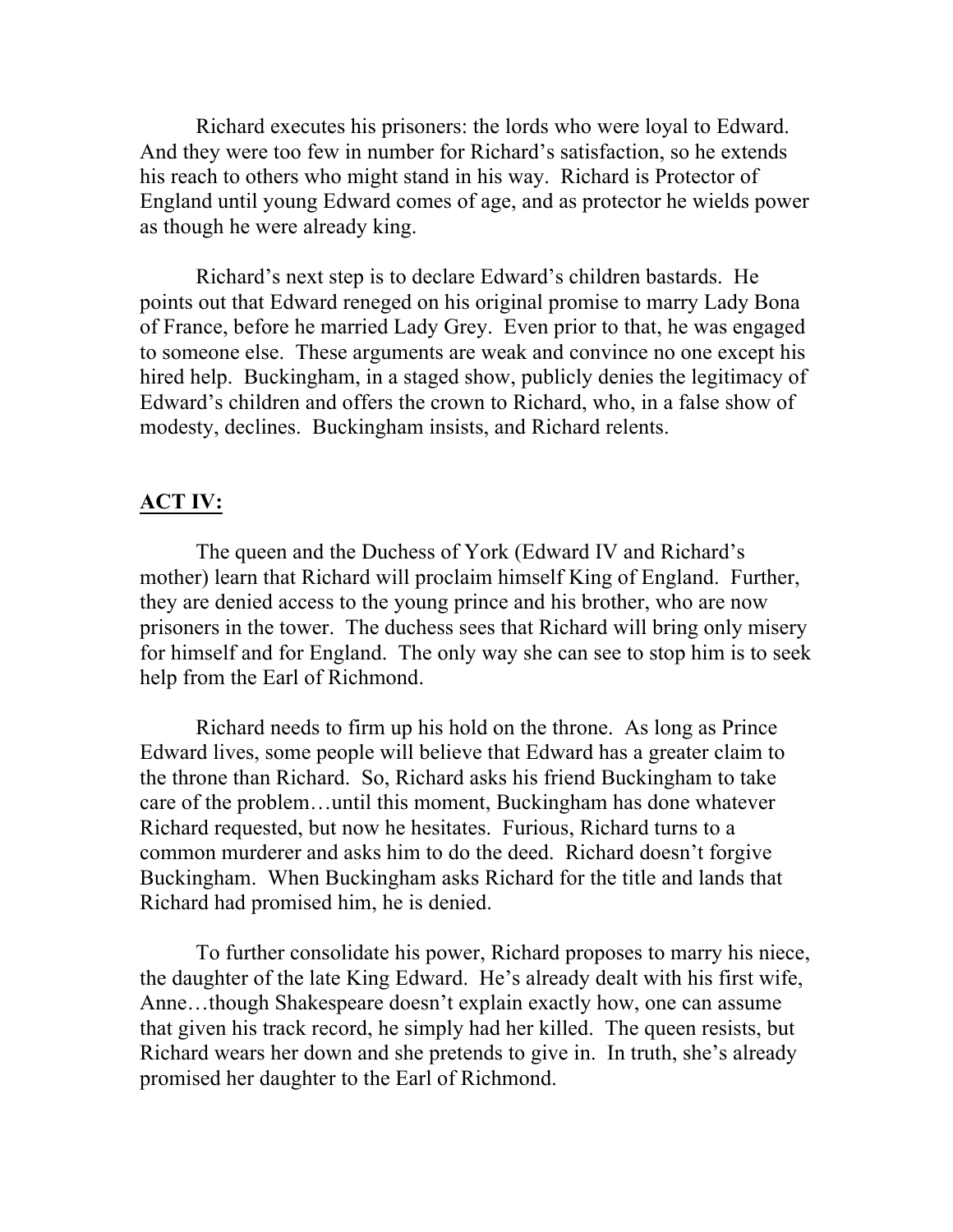Richard executes his prisoners: the lords who were loyal to Edward. And they were too few in number for Richard's satisfaction, so he extends his reach to others who might stand in his way. Richard is Protector of England until young Edward comes of age, and as protector he wields power as though he were already king.

Richard's next step is to declare Edward's children bastards. He points out that Edward reneged on his original promise to marry Lady Bona of France, before he married Lady Grey. Even prior to that, he was engaged to someone else. These arguments are weak and convince no one except his hired help. Buckingham, in a staged show, publicly denies the legitimacy of Edward's children and offers the crown to Richard, who, in a false show of modesty, declines. Buckingham insists, and Richard relents.

## **ACT IV:**

The queen and the Duchess of York (Edward IV and Richard's mother) learn that Richard will proclaim himself King of England. Further, they are denied access to the young prince and his brother, who are now prisoners in the tower. The duchess sees that Richard will bring only misery for himself and for England. The only way she can see to stop him is to seek help from the Earl of Richmond.

Richard needs to firm up his hold on the throne. As long as Prince Edward lives, some people will believe that Edward has a greater claim to the throne than Richard. So, Richard asks his friend Buckingham to take care of the problem…until this moment, Buckingham has done whatever Richard requested, but now he hesitates. Furious, Richard turns to a common murderer and asks him to do the deed. Richard doesn't forgive Buckingham. When Buckingham asks Richard for the title and lands that Richard had promised him, he is denied.

To further consolidate his power, Richard proposes to marry his niece, the daughter of the late King Edward. He's already dealt with his first wife, Anne…though Shakespeare doesn't explain exactly how, one can assume that given his track record, he simply had her killed. The queen resists, but Richard wears her down and she pretends to give in. In truth, she's already promised her daughter to the Earl of Richmond.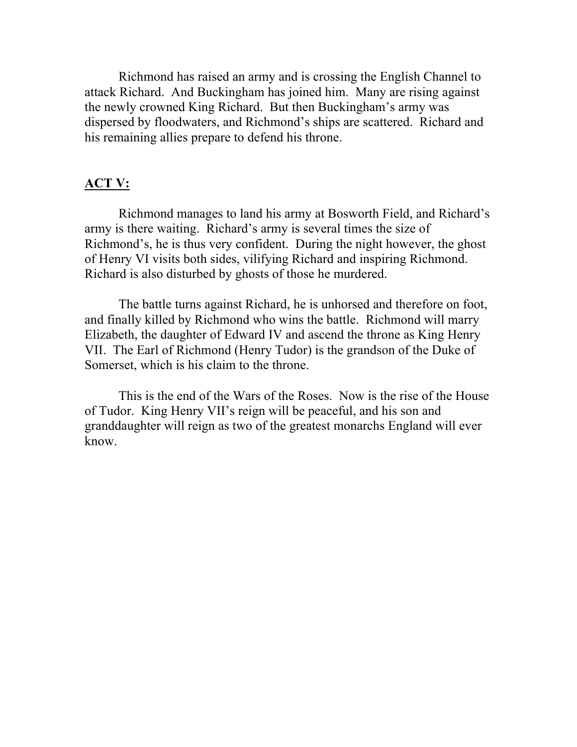Richmond has raised an army and is crossing the English Channel to attack Richard. And Buckingham has joined him. Many are rising against the newly crowned King Richard. But then Buckingham's army was dispersed by floodwaters, and Richmond's ships are scattered. Richard and his remaining allies prepare to defend his throne.

## ACT V:

Richmond manages to land his army at Bosworth Field, and Richard's army is there waiting. Richard's army is several times the size of Richmond's, he is thus very confident. During the night however, the ghost of Henry VI visits both sides, vilifying Richard and inspiring Richmond. Richard is also disturbed by ghosts of those he murdered.

The battle turns against Richard, he is unhorsed and therefore on foot, and finally killed by Richmond who wins the battle. Richmond will marry Elizabeth, the daughter of Edward IV and ascend the throne as King Henry VII. The Earl of Richmond (Henry Tudor) is the grandson of the Duke of Somerset, which is his claim to the throne.

This is the end of the Wars of the Roses. Now is the rise of the House of Tudor. King Henry VII's reign will be peaceful, and his son and granddaughter will reign as two of the greatest monarchs England will ever know.